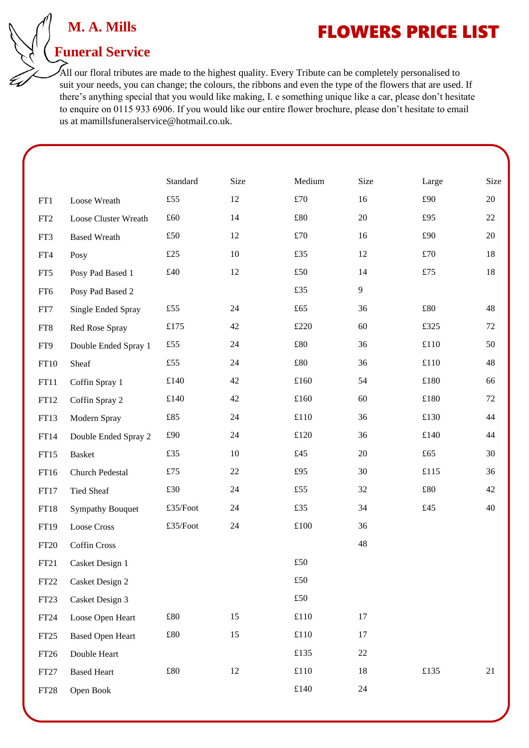# M. A. Mills

## Funeral Service

# FLOWERS PRICE LIST

All our floral tributes are made to the highest quality. Every Tribute can be completely personalised to suit your needs, you can change; the colours, the ribbons and even the type of the flowers that are used. If there's anything special that you would like making, I. e something unique like a car, please don't hesitate to enquire on 0115 933 6906. If you would like our entire flower brochure, please don't hesitate to email us at mamillsfuneralservice@hotmail.co.uk.

| | | Standard | Size | Medium | Size | Large | Size |
|---|---|---|---|---|---|---|---|
| FT1 | Loose Wreath | £55 | 12 | £70 | 16 | £90 | 20 |
| FT2 | Loose Cluster Wreath | £60 | 14 | £80 | 20 | £95 | 22 |
| FT3 | Based Wreath | £50 | 12 | £70 | 16 | £90 | 20 |
| FT4 | Posy | £25 | 10 | £35 | 12 | £70 | 18 |
| FT5 | Posy Pad Based 1 | £40 | 12 | £50 | 14 | £75 | 18 |
| FT6 | Posy Pad Based 2 | | | £35 | 9 | | |
| FT7 | Single Ended Spray | £55 | 24 | £65 | 36 | £80 | 48 |
| FT8 | Red Rose Spray | £175 | 42 | £220 | 60 | £325 | 72 |
| FT9 | Double Ended Spray 1 | £55 | 24 | £80 | 36 | £110 | 50 |
| FT10 | Sheaf | £55 | 24 | £80 | 36 | £110 | 48 |
| FT11 | Coffin Spray 1 | £140 | 42 | £160 | 54 | £180 | 66 |
| FT12 | Coffin Spray 2 | £140 | 42 | £160 | 60 | £180 | 72 |
| FT13 | Modern Spray | £85 | 24 | £110 | 36 | £130 | 44 |
| FT14 | Double Ended Spray 2 | £90 | 24 | £120 | 36 | £140 | 44 |
| FT15 | Basket | £35 | 10 | £45 | 20 | £65 | 30 |
| FT16 | Church Pedestal | £75 | 22 | £95 | 30 | £115 | 36 |
| FT17 | Tied Sheaf | £30 | 24 | £55 | 32 | £80 | 42 |
| FT18 | Sympathy Bouquet | £35/Foot | 24 | £35 | 34 | £45 | 40 |
| FT19 | Loose Cross | £35/Foot | 24 | £100 | 36 | | |
| FT20 | Coffin Cross | | | | 48 | | |
| FT21 | Casket Design 1 | | | £50 | | | |
| FT22 | Casket Design 2 | | | £50 | | | |
| FT23 | Casket Design 3 | | | £50 | | | |
| FT24 | Loose Open Heart | £80 | 15 | £110 | 17 | | |
| FT25 | Based Open Heart | £80 | 15 | £110 | 17 | | |
| FT26 | Double Heart | | | £135 | 22 | | |
| FT27 | Based Heart | £80 | 12 | £110 | 18 | £135 | 21 |
| FT28 | Open Book | | | £140 | 24 | | |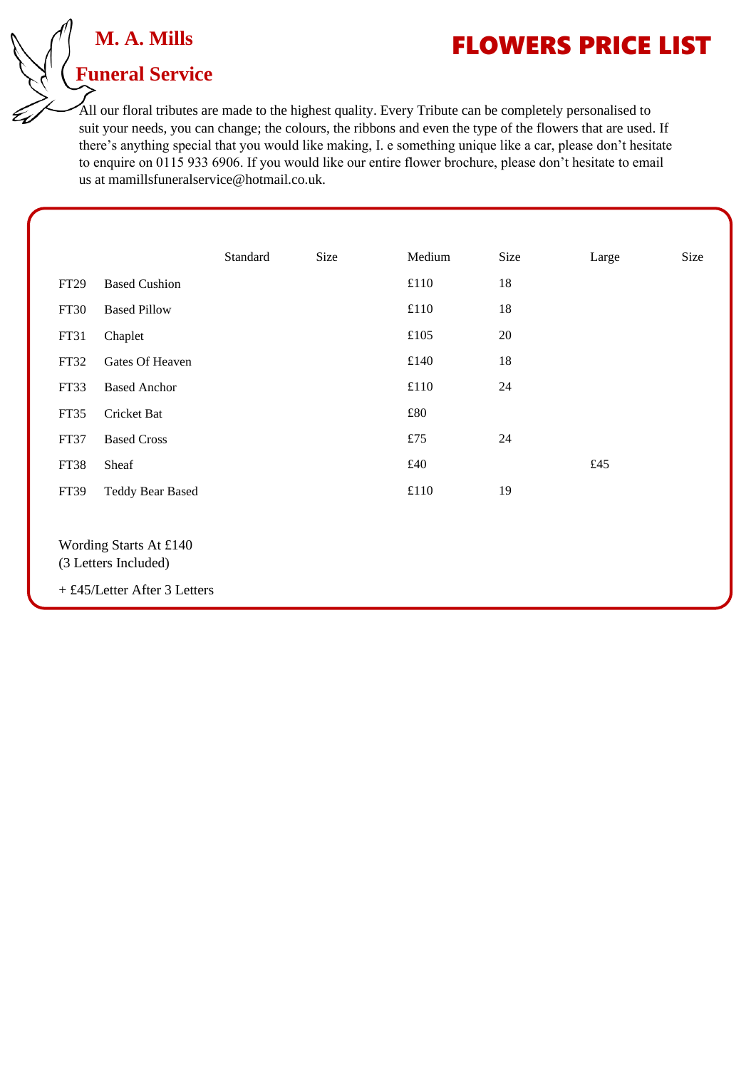**M. A. Mills**

**Funeral Service**

# FLOWERS PRICE LIST

All our floral tributes are made to the highest quality. Every Tribute can be completely personalised to suit your needs, you can change; the colours, the ribbons and even the type of the flowers that are used. If there's anything special that you would like making, I. e something unique like a car, please don't hesitate to enquire on 0115 933 6906. If you would like our entire flower brochure, please don't hesitate to email us at mamillsfuneralservice@hotmail.co.uk.

| | | Standard | Size | Medium | Size | Large | Size |
|---|---|---|---|---|---|---|---|
| FT29 | Based Cushion | | | £110 | 18 | | |
| FT30 | Based Pillow | | | £110 | 18 | | |
| FT31 | Chaplet | | | £105 | 20 | | |
| FT32 | Gates Of Heaven | | | £140 | 18 | | |
| FT33 | Based Anchor | | | £110 | 24 | | |
| FT35 | Cricket Bat | | | £80 | | | |
| FT37 | Based Cross | | | £75 | 24 | | |
| FT38 | Sheaf | | | £40 | | £45 | |
| FT39 | Teddy Bear Based | | | £110 | 19 | | |

Wording Starts At £140
(3 Letters Included)

+ £45/Letter After 3 Letters